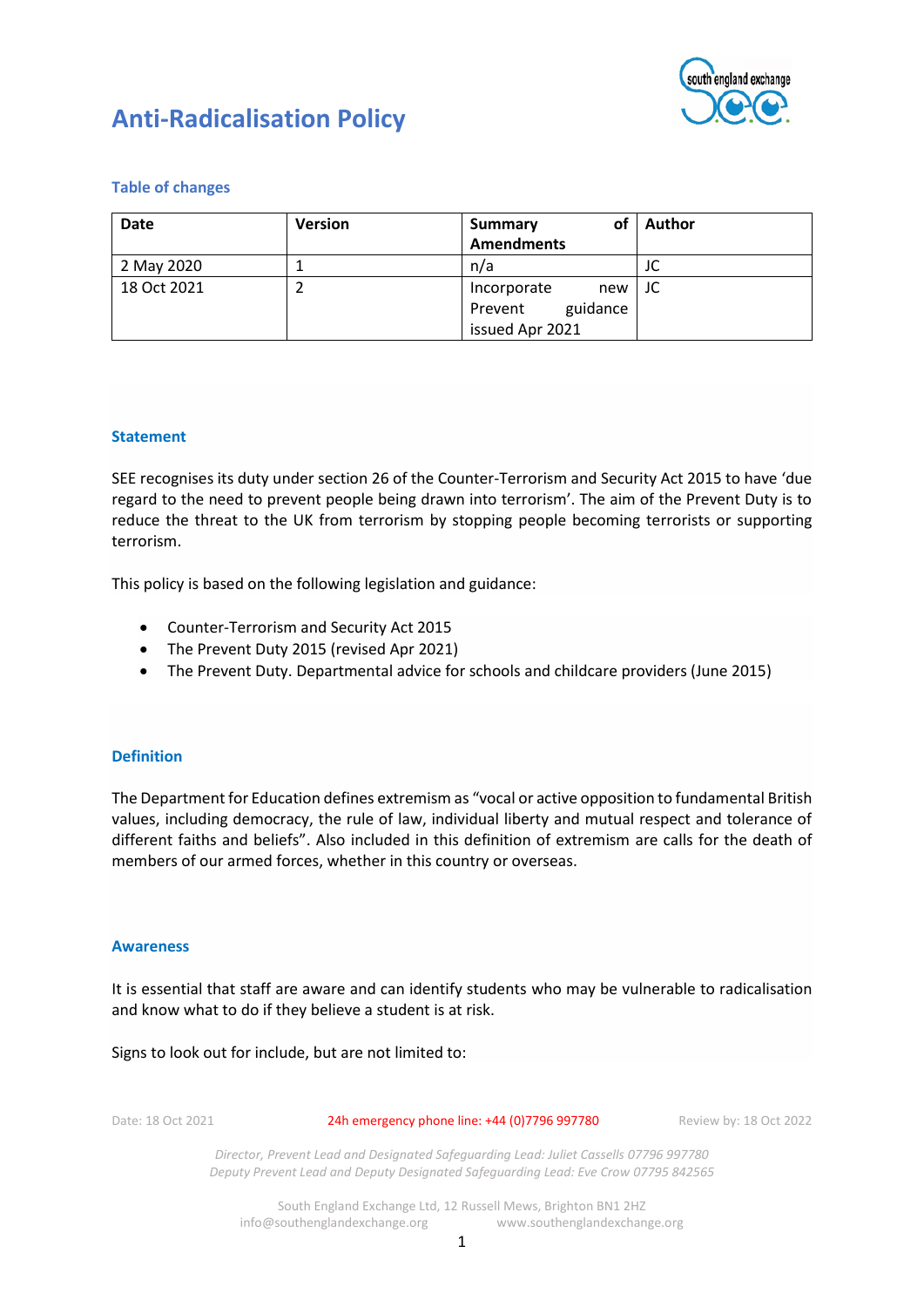# Anti-Radicalisation Policy

### Table of changes

| Date | Version | Summary of Amendments | Author |
|---|---|---|---|
| 2 May 2020 | 1 | n/a | JC |
| 18 Oct 2021 | 2 | Incorporate new Prevent guidance issued Apr 2021 | JC |

### Statement

SEE recognises its duty under section 26 of the Counter-Terrorism and Security Act 2015 to have 'due regard to the need to prevent people being drawn into terrorism'. The aim of the Prevent Duty is to reduce the threat to the UK from terrorism by stopping people becoming terrorists or supporting terrorism.

This policy is based on the following legislation and guidance:

- Counter-Terrorism and Security Act 2015
- The Prevent Duty 2015 (revised Apr 2021)
- The Prevent Duty. Departmental advice for schools and childcare providers (June 2015)

### Definition

The Department for Education defines extremism as "vocal or active opposition to fundamental British values, including democracy, the rule of law, individual liberty and mutual respect and tolerance of different faiths and beliefs". Also included in this definition of extremism are calls for the death of members of our armed forces, whether in this country or overseas.

### Awareness

It is essential that staff are aware and can identify students who may be vulnerable to radicalisation and know what to do if they believe a student is at risk.

Signs to look out for include, but are not limited to: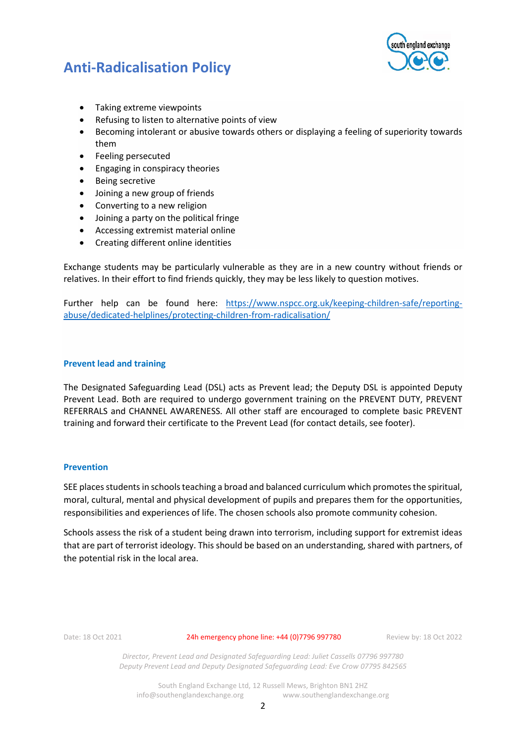- Taking extreme viewpoints
- Refusing to listen to alternative points of view
- Becoming intolerant or abusive towards others or displaying a feeling of superiority towards them
- Feeling persecuted
- Engaging in conspiracy theories
- Being secretive
- Joining a new group of friends
- Converting to a new religion
- Joining a party on the political fringe
- Accessing extremist material online
- Creating different online identities

Exchange students may be particularly vulnerable as they are in a new country without friends or relatives. In their effort to find friends quickly, they may be less likely to question motives.

Further help can be found here: [https://www.nspcc.org.uk/keeping-children-safe/reporting-abuse/dedicated-helplines/protecting-children-from-radicalisation/](https://www.nspcc.org.uk/keeping-children-safe/reporting-abuse/dedicated-helplines/protecting-children-from-radicalisation/)

### Prevent lead and training

The Designated Safeguarding Lead (DSL) acts as Prevent lead; the Deputy DSL is appointed Deputy Prevent Lead. Both are required to undergo government training on the PREVENT DUTY, PREVENT REFERRALS and CHANNEL AWARENESS. All other staff are encouraged to complete basic PREVENT training and forward their certificate to the Prevent Lead (for contact details, see footer).

### Prevention

SEE places students in schools teaching a broad and balanced curriculum which promotes the spiritual, moral, cultural, mental and physical development of pupils and prepares them for the opportunities, responsibilities and experiences of life. The chosen schools also promote community cohesion.

Schools assess the risk of a student being drawn into terrorism, including support for extremist ideas that are part of terrorist ideology. This should be based on an understanding, shared with partners, of the potential risk in the local area.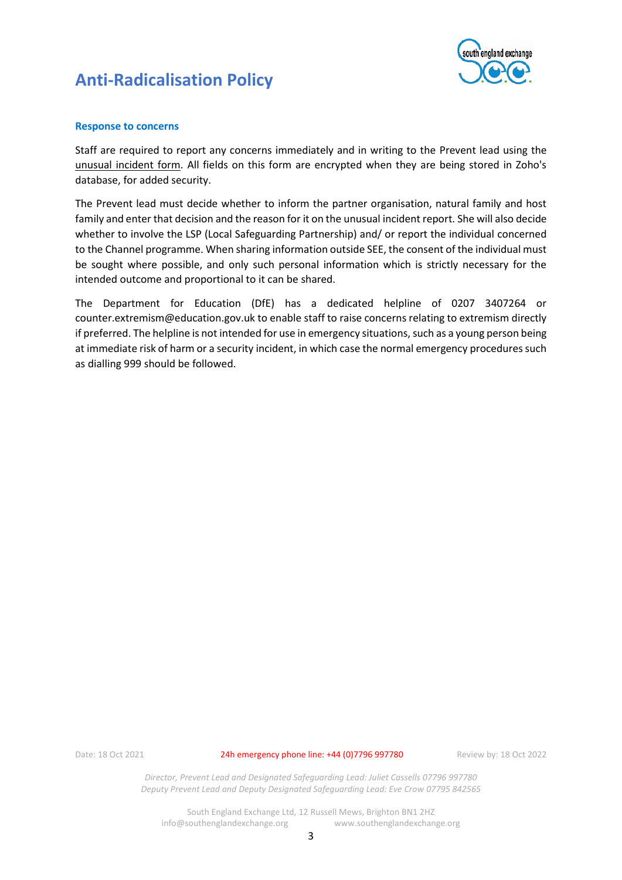## Response to concerns

Staff are required to report any concerns immediately and in writing to the Prevent lead using the unusual incident form. All fields on this form are encrypted when they are being stored in Zoho's database, for added security.

The Prevent lead must decide whether to inform the partner organisation, natural family and host family and enter that decision and the reason for it on the unusual incident report. She will also decide whether to involve the LSP (Local Safeguarding Partnership) and/ or report the individual concerned to the Channel programme. When sharing information outside SEE, the consent of the individual must be sought where possible, and only such personal information which is strictly necessary for the intended outcome and proportional to it can be shared.

The Department for Education (DfE) has a dedicated helpline of 0207 3407264 or counter.extremism@education.gov.uk to enable staff to raise concerns relating to extremism directly if preferred. The helpline is not intended for use in emergency situations, such as a young person being at immediate risk of harm or a security incident, in which case the normal emergency procedures such as dialling 999 should be followed.